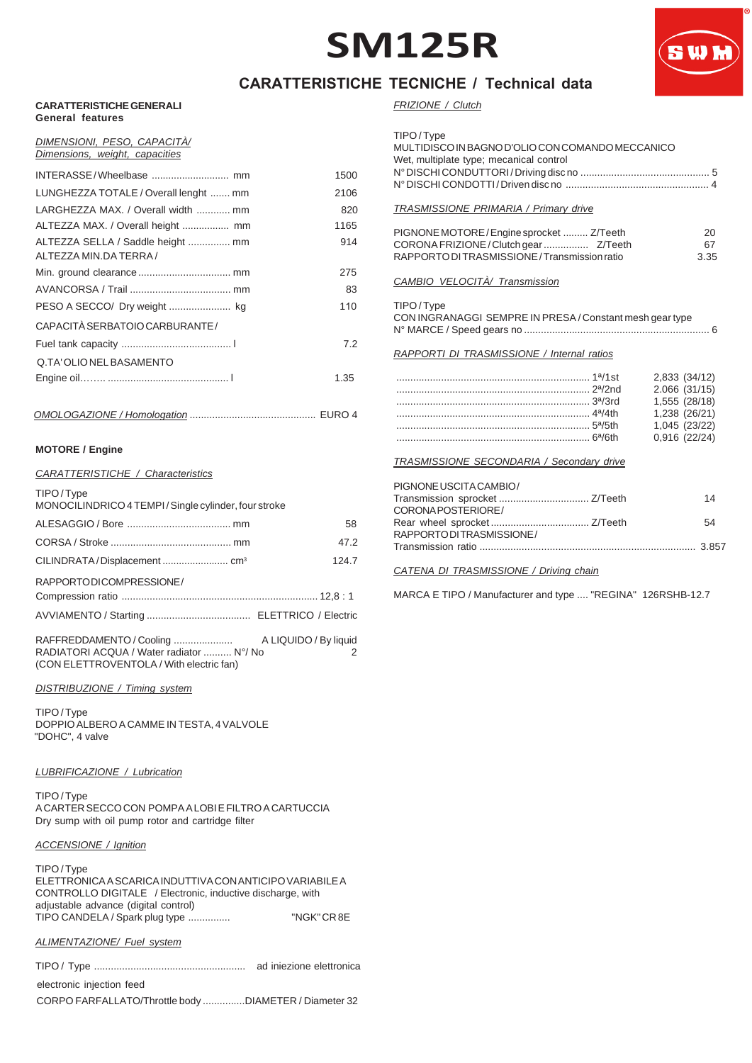# SM125R

## CARATTERISTICHE TECNICHE / Technical data

### CARATTERISTICHE GENERALI
**General features**

*DIMENSIONI, PESO, CAPACITÀ/ Dimensions, weight, capacities*

| | |
|---|---|
| INTERASSE/Wheelbase ........................... mm | 1500 |
| LUNGHEZZA TOTALE / Overall lenght ....... mm | 2106 |
| LARGHEZZA MAX. / Overall width ............ mm | 820 |
| ALTEZZA MAX. / Overall height ................. mm | 1165 |
| ALTEZZA SELLA / Saddle height ............... mm | 914 |
| ALTEZZA MIN.DA TERRA / Min. ground clearance ................................. mm | 275 |
| AVANCORSA / Trail .................................... mm | 83 |
| PESO A SECCO/ Dry weight ...................... kg | 110 |
| CAPACITÀ SERBATOIO CARBURANTE / Fuel tank capacity ....................................... l | 7.2 |
| Q.TA' OLIO NEL BASAMENTO Engine oil……. .......................................... l | 1.35 |

*OMOLOGAZIONE / Homologation* ............................................ EURO 4

### MOTORE / Engine

*CARATTERISTICHE / Characteristics*

TIPO / Type
MONOCILINDRICO 4 TEMPI / Single cylinder, four stroke

| | |
|---|---|
| ALESAGGIO / Bore ..................................... mm | 58 |
| CORSA / Stroke ........................................... mm | 47.2 |
| CILINDRATA / Displacement ....................... cm³ | 124.7 |

RAPPORTO DI COMPRESSIONE/
Compression ratio ..................................................................... 12,8 : 1

AVVIAMENTO / Starting .................................... ELETTRICO / Electric

RAFFREDDAMENTO / Cooling .................... A LIQUIDO / By liquid
RADIATORI ACQUA / Water radiator .......... N°/ No 2
(CON ELETTROVENTOLA / With electric fan)

*DISTRIBUZIONE / Timing system*

TIPO / Type
DOPPIO ALBERO A CAMME IN TESTA, 4 VALVOLE
"DOHC", 4 valve

*LUBRIFICAZIONE / Lubrication*

TIPO / Type
A CARTER SECCO CON POMPA A LOBI E FILTRO A CARTUCCIA
Dry sump with oil pump rotor and cartridge filter

*ACCENSIONE / Ignition*

TIPO / Type
ELETTRONICA A SCARICA INDUTTIVA CON ANTICIPO VARIABILE A CONTROLLO DIGITALE / Electronic, inductive discharge, with adjustable advance (digital control)
TIPO CANDELA / Spark plug type ............... "NGK" CR 8E

*ALIMENTAZIONE/ Fuel system*

TIPO / Type ...................................................... ad iniezione elettronica
electronic injection feed
CORPO FARFALLATO/Throttle body ...............DIAMETER / Diameter 32

*FRIZIONE / Clutch*

TIPO / Type
MULTIDISCO IN BAGNO D'OLIO CON COMANDO MECCANICO
Wet, multiplate type; mecanical control
N° DISCHI CONDUTTORI / Driving disc no .............................................. 5
N° DISCHI CONDOTTI / Driven disc no .................................................. 4

*TRASMISSIONE PRIMARIA / Primary drive*

| | |
|---|---|
| PIGNONE MOTORE / Engine sprocket ......... Z/Teeth | 20 |
| CORONA FRIZIONE / Clutch gear ................ Z/Teeth | 67 |
| RAPPORTO DI TRASMISSIONE / Transmission ratio | 3.35 |

*CAMBIO VELOCITÀ/ Transmission*

TIPO / Type
CON INGRANAGGI SEMPRE IN PRESA / Constant mesh gear type
N° MARCE / Speed gears no .................................................................. 6

*RAPPORTI DI TRASMISSIONE / Internal ratios*

| | |
|---|---|
| ..................................................................... 1ª/1st | 2,833 (34/12) |
| ..................................................................... 2ª/2nd | 2.066 (31/15) |
| ..................................................................... 3ª/3rd | 1,555 (28/18) |
| ..................................................................... 4ª/4th | 1,238 (26/21) |
| ..................................................................... 5ª/5th | 1,045 (23/22) |
| ..................................................................... 6ª/6th | 0,916 (22/24) |

*TRASMISSIONE SECONDARIA / Secondary drive*

| | |
|---|---|
| PIGNONE USCITA CAMBIO/ Transmission sprocket ................................ Z/Teeth | 14 |
| CORONA POSTERIORE/ Rear wheel sprocket ................................... Z/Teeth | 54 |
| RAPPORTO DI TRASMISSIONE/ Transmission ratio ............................................................................ | 3.857 |

*CATENA DI TRASMISSIONE / Driving chain*

MARCA E TIPO / Manufacturer and type .... "REGINA" 126RSHB-12.7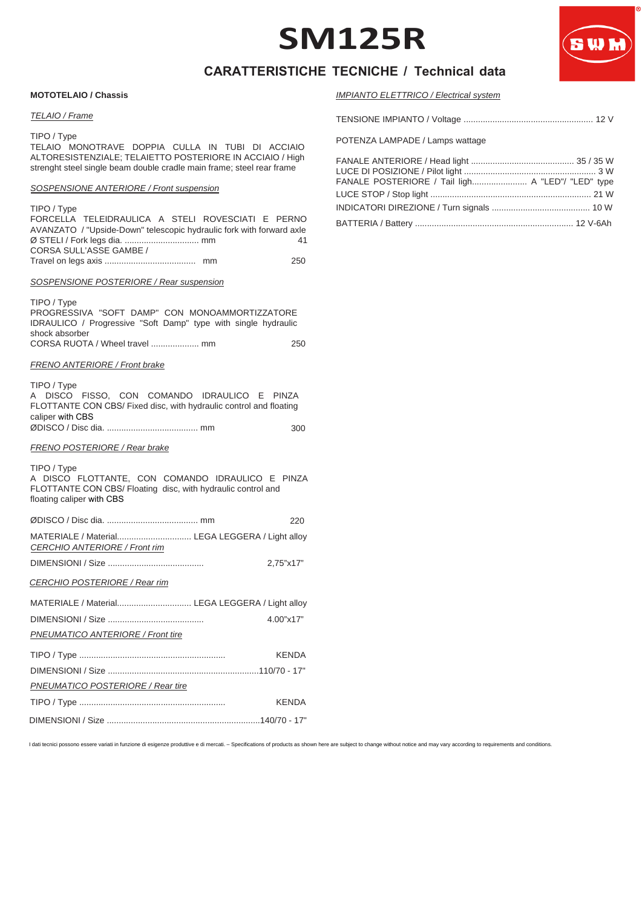# SM125R

## CARATTERISTICHE TECNICHE / Technical data

### MOTOTELAIO / Chassis

*TELAIO / Frame*

TIPO / Type
TELAIO MONOTRAVE DOPPIA CULLA IN TUBI DI ACCIAIO ALTORESISTENZIALE; TELAIETTO POSTERIORE IN ACCIAIO / High strenght steel single beam double cradle main frame; steel rear frame

*SOSPENSIONE ANTERIORE / Front suspension*

TIPO / Type
FORCELLA TELEIDRAULICA A STELI ROVESCIATI E PERNO AVANZATO / "Upside-Down" telescopic hydraulic fork with forward axle
Ø STELI / Fork legs dia. ............................... mm 41
CORSA SULL'ASSE GAMBE /
Travel on legs axis ...................................... mm 250

*SOSPENSIONE POSTERIORE / Rear suspension*

TIPO / Type
PROGRESSIVA "SOFT DAMP" CON MONOAMMORTIZZATORE IDRAULICO / Progressive "Soft Damp" type with single hydraulic shock absorber
CORSA RUOTA / Wheel travel .................... mm 250

*FRENO ANTERIORE / Front brake*

TIPO / Type
A DISCO FISSO, CON COMANDO IDRAULICO E PINZA FLOTTANTE CON CBS/ Fixed disc, with hydraulic control and floating caliper with CBS
ØDISCO / Disc dia. ...................................... mm 300

*FRENO POSTERIORE / Rear brake*

TIPO / Type
A DISCO FLOTTANTE, CON COMANDO IDRAULICO E PINZA FLOTTANTE CON CBS/ Floating disc, with hydraulic control and floating caliper with CBS

ØDISCO / Disc dia. ...................................... mm 220

MATERIALE / Material............................... LEGA LEGGERA / Light alloy

*CERCHIO ANTERIORE / Front rim*

DIMENSIONI / Size ........................................ 2,75"x17"

*CERCHIO POSTERIORE / Rear rim*

MATERIALE / Material............................... LEGA LEGGERA / Light alloy

DIMENSIONI / Size ........................................ 4.00"x17"

*PNEUMATICO ANTERIORE / Front tire*

TIPO / Type ............................................................. KENDA

DIMENSIONI / Size ...............................................................110/70 - 17"

*PNEUMATICO POSTERIORE / Rear tire*

TIPO / Type ............................................................. KENDA

DIMENSIONI / Size ...............................................................140/70 - 17"

*IMPIANTO ELETTRICO / Electrical system*

TENSIONE IMPIANTO / Voltage ...................................................... 12 V

POTENZA LAMPADE / Lamps wattage

FANALE ANTERIORE / Head light ........................................... 35 / 35 W
LUCE DI POSIZIONE / Pilot light ....................................................... 3 W
FANALE POSTERIORE / Tail ligh....................... A "LED"/ "LED" type
LUCE STOP / Stop light .................................................................. 21 W
INDICATORI DIREZIONE / Turn signals ......................................... 10 W

BATTERIA / Battery .................................................................. 12 V-6Ah

I dati tecnici possono essere variati in funzione di esigenze produttive e di mercati. – Specifications of products as shown here are subject to change without notice and may vary according to requirements and conditions.